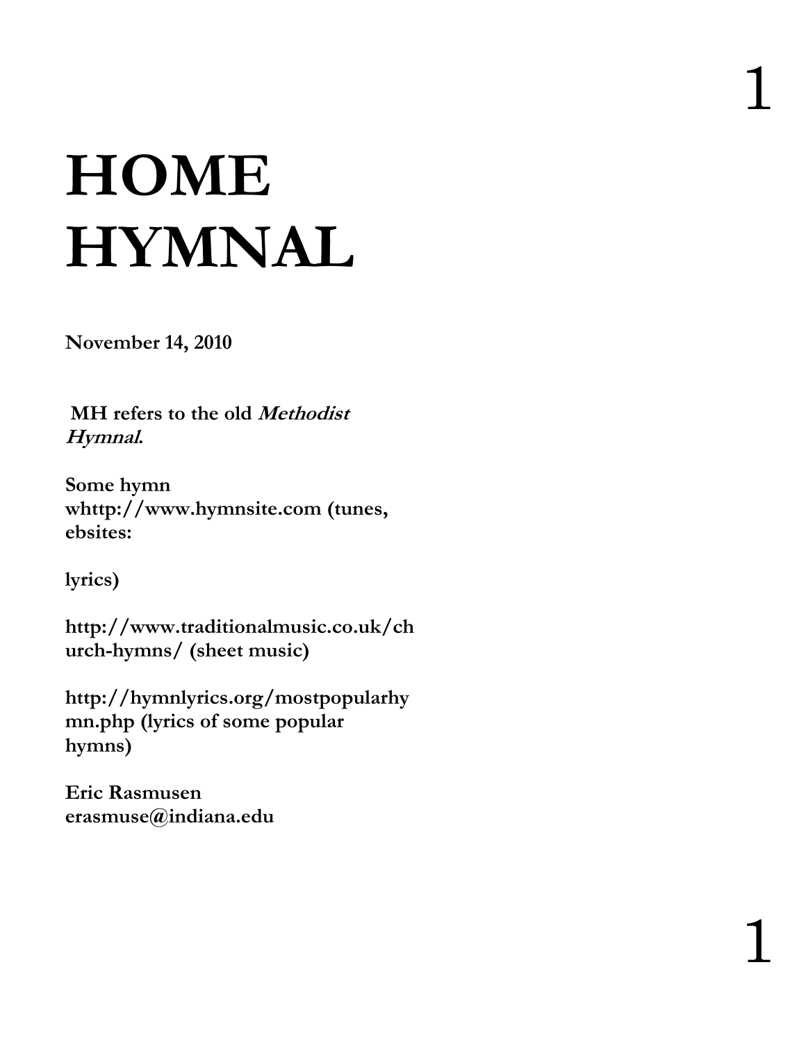# HOME HYMNAL

**November 14, 2010**

**MH refers to the old *Methodist Hymnal*.**

**Some hymn whttp://www.hymnsite.com (tunes, ebsites:**

**lyrics)**

**http://www.traditionalmusic.co.uk/church-hymns/ (sheet music)**

**http://hymnlyrics.org/mostpopularhymn.php (lyrics of some popular hymns)**

**Eric Rasmusen**
**erasmuse@indiana.edu**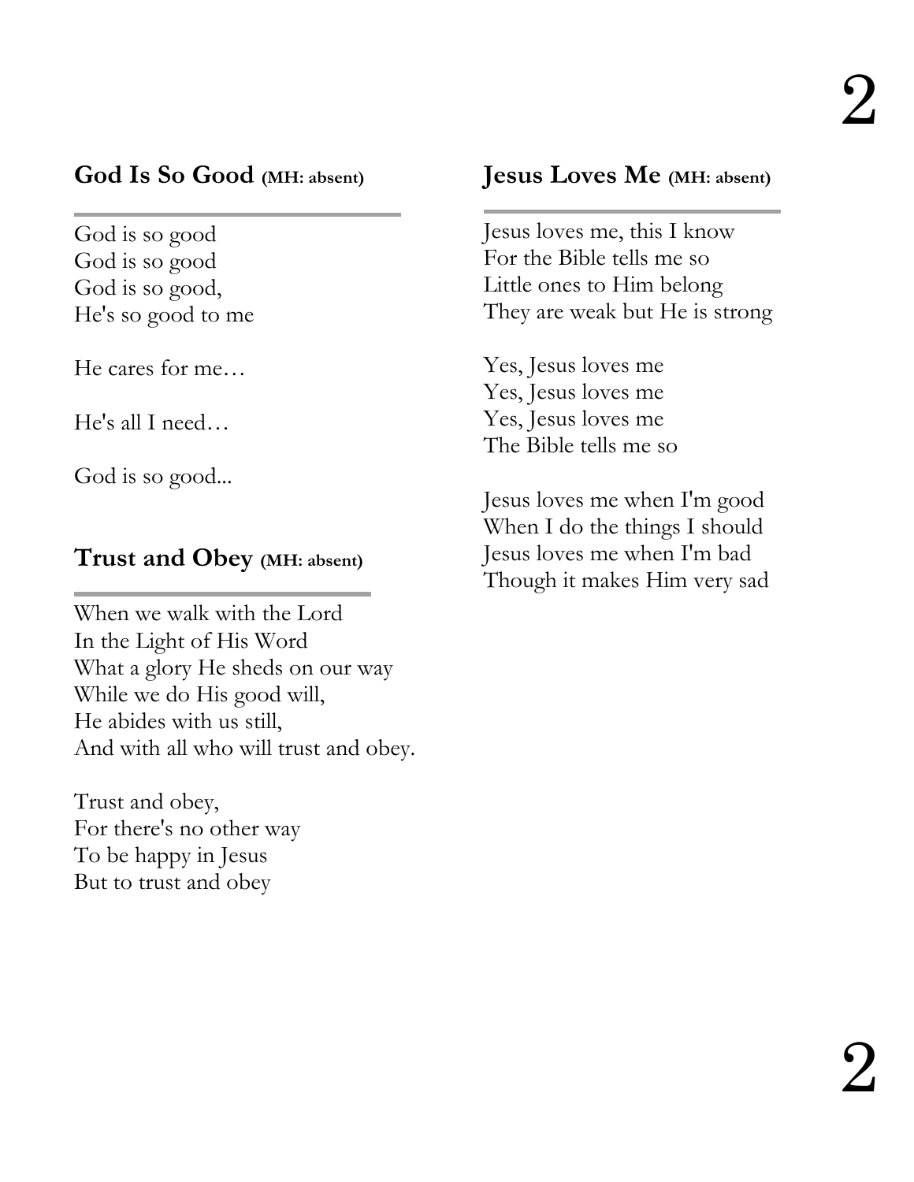## God Is So Good **(MH: absent)**

God is so good
God is so good
God is so good,
He's so good to me

He cares for me…

He's all I need…

God is so good...

## Trust and Obey **(MH: absent)**

When we walk with the Lord
In the Light of His Word
What a glory He sheds on our way
While we do His good will,
He abides with us still,
And with all who will trust and obey.

Trust and obey,
For there's no other way
To be happy in Jesus
But to trust and obey

## Jesus Loves Me **(MH: absent)**

Jesus loves me, this I know
For the Bible tells me so
Little ones to Him belong
They are weak but He is strong

Yes, Jesus loves me
Yes, Jesus loves me
Yes, Jesus loves me
The Bible tells me so

Jesus loves me when I'm good
When I do the things I should
Jesus loves me when I'm bad
Though it makes Him very sad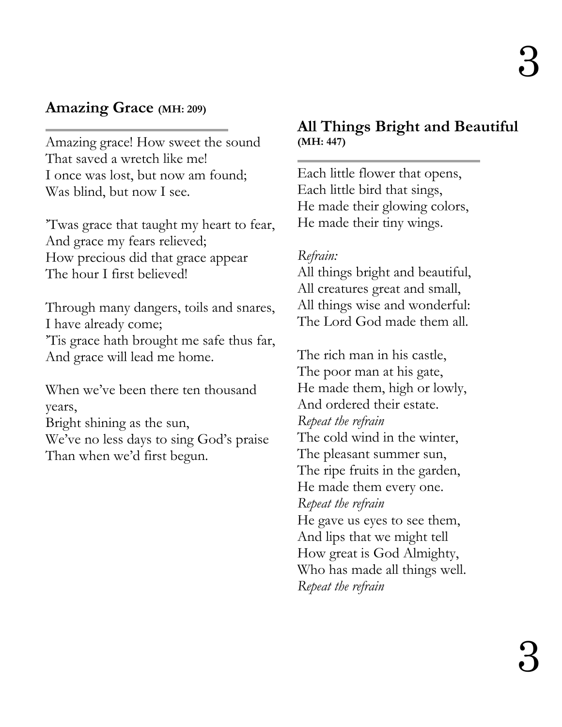## Amazing Grace (MH: 209)

Amazing grace! How sweet the sound
That saved a wretch like me!
I once was lost, but now am found;
Was blind, but now I see.

'Twas grace that taught my heart to fear,
And grace my fears relieved;
How precious did that grace appear
The hour I first believed!

Through many dangers, toils and snares,
I have already come;
'Tis grace hath brought me safe thus far,
And grace will lead me home.

When we've been there ten thousand years,
Bright shining as the sun,
We've no less days to sing God's praise
Than when we'd first begun.

## All Things Bright and Beautiful (MH: 447)

Each little flower that opens,
Each little bird that sings,
He made their glowing colors,
He made their tiny wings.

*Refrain:*
All things bright and beautiful,
All creatures great and small,
All things wise and wonderful:
The Lord God made them all.

The rich man in his castle,
The poor man at his gate,
He made them, high or lowly,
And ordered their estate.
*Repeat the refrain*
The cold wind in the winter,
The pleasant summer sun,
The ripe fruits in the garden,
He made them every one.
*Repeat the refrain*
He gave us eyes to see them,
And lips that we might tell
How great is God Almighty,
Who has made all things well.
*Repeat the refrain*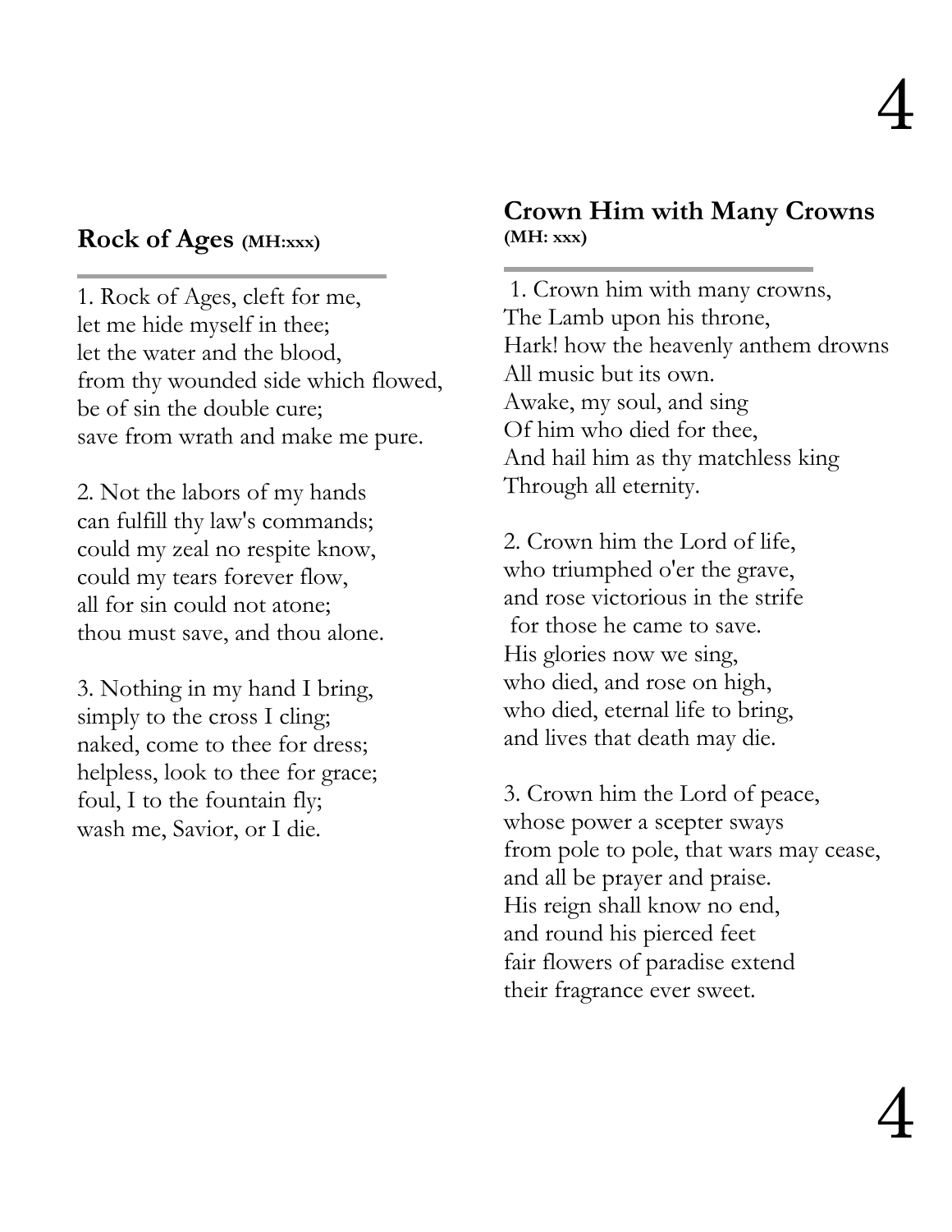## Rock of Ages (MH:xxx)

1. Rock of Ages, cleft for me,
let me hide myself in thee;
let the water and the blood,
from thy wounded side which flowed,
be of sin the double cure;
save from wrath and make me pure.

2. Not the labors of my hands
can fulfill thy law's commands;
could my zeal no respite know,
could my tears forever flow,
all for sin could not atone;
thou must save, and thou alone.

3. Nothing in my hand I bring,
simply to the cross I cling;
naked, come to thee for dress;
helpless, look to thee for grace;
foul, I to the fountain fly;
wash me, Savior, or I die.

## Crown Him with Many Crowns (MH: xxx)

1. Crown him with many crowns,
The Lamb upon his throne,
Hark! how the heavenly anthem drowns
All music but its own.
Awake, my soul, and sing
Of him who died for thee,
And hail him as thy matchless king
Through all eternity.

2. Crown him the Lord of life,
who triumphed o'er the grave,
and rose victorious in the strife
for those he came to save.
His glories now we sing,
who died, and rose on high,
who died, eternal life to bring,
and lives that death may die.

3. Crown him the Lord of peace,
whose power a scepter sways
from pole to pole, that wars may cease,
and all be prayer and praise.
His reign shall know no end,
and round his pierced feet
fair flowers of paradise extend
their fragrance ever sweet.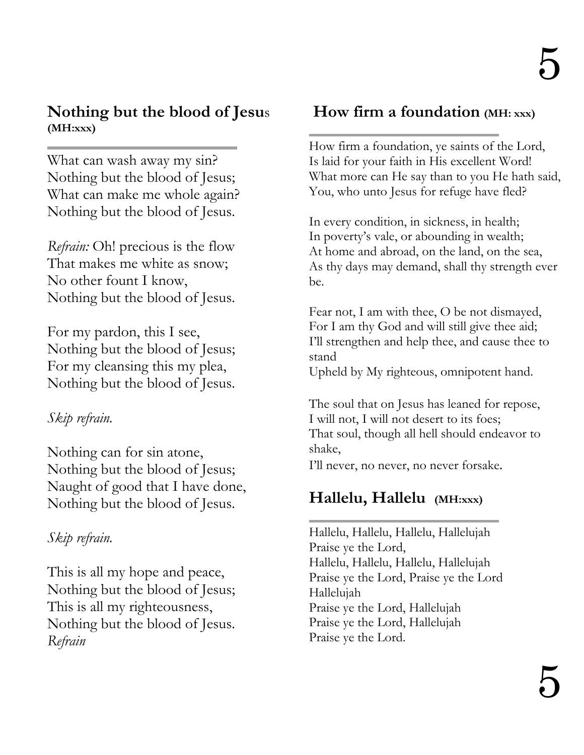## Nothing but the blood of Jesus (MH:xxx)

What can wash away my sin?
Nothing but the blood of Jesus;
What can make me whole again?
Nothing but the blood of Jesus.

*Refrain:* Oh! precious is the flow
That makes me white as snow;
No other fount I know,
Nothing but the blood of Jesus.

For my pardon, this I see,
Nothing but the blood of Jesus;
For my cleansing this my plea,
Nothing but the blood of Jesus.

*Skip refrain.*

Nothing can for sin atone,
Nothing but the blood of Jesus;
Naught of good that I have done,
Nothing but the blood of Jesus.

*Skip refrain.*

This is all my hope and peace,
Nothing but the blood of Jesus;
This is all my righteousness,
Nothing but the blood of Jesus.
*Refrain*

## How firm a foundation (MH: xxx)

How firm a foundation, ye saints of the Lord,
Is laid for your faith in His excellent Word!
What more can He say than to you He hath said,
You, who unto Jesus for refuge have fled?

In every condition, in sickness, in health;
In poverty's vale, or abounding in wealth;
At home and abroad, on the land, on the sea,
As thy days may demand, shall thy strength ever be.

Fear not, I am with thee, O be not dismayed,
For I am thy God and will still give thee aid;
I'll strengthen and help thee, and cause thee to stand
Upheld by My righteous, omnipotent hand.

The soul that on Jesus has leaned for repose,
I will not, I will not desert to its foes;
That soul, though all hell should endeavor to shake,
I'll never, no never, no never forsake.

## Hallelu, Hallelu (MH:xxx)

Hallelu, Hallelu, Hallelu, Hallelujah
Praise ye the Lord,
Hallelu, Hallelu, Hallelu, Hallelujah
Praise ye the Lord, Praise ye the Lord
Hallelujah
Praise ye the Lord, Hallelujah
Praise ye the Lord, Hallelujah
Praise ye the Lord.